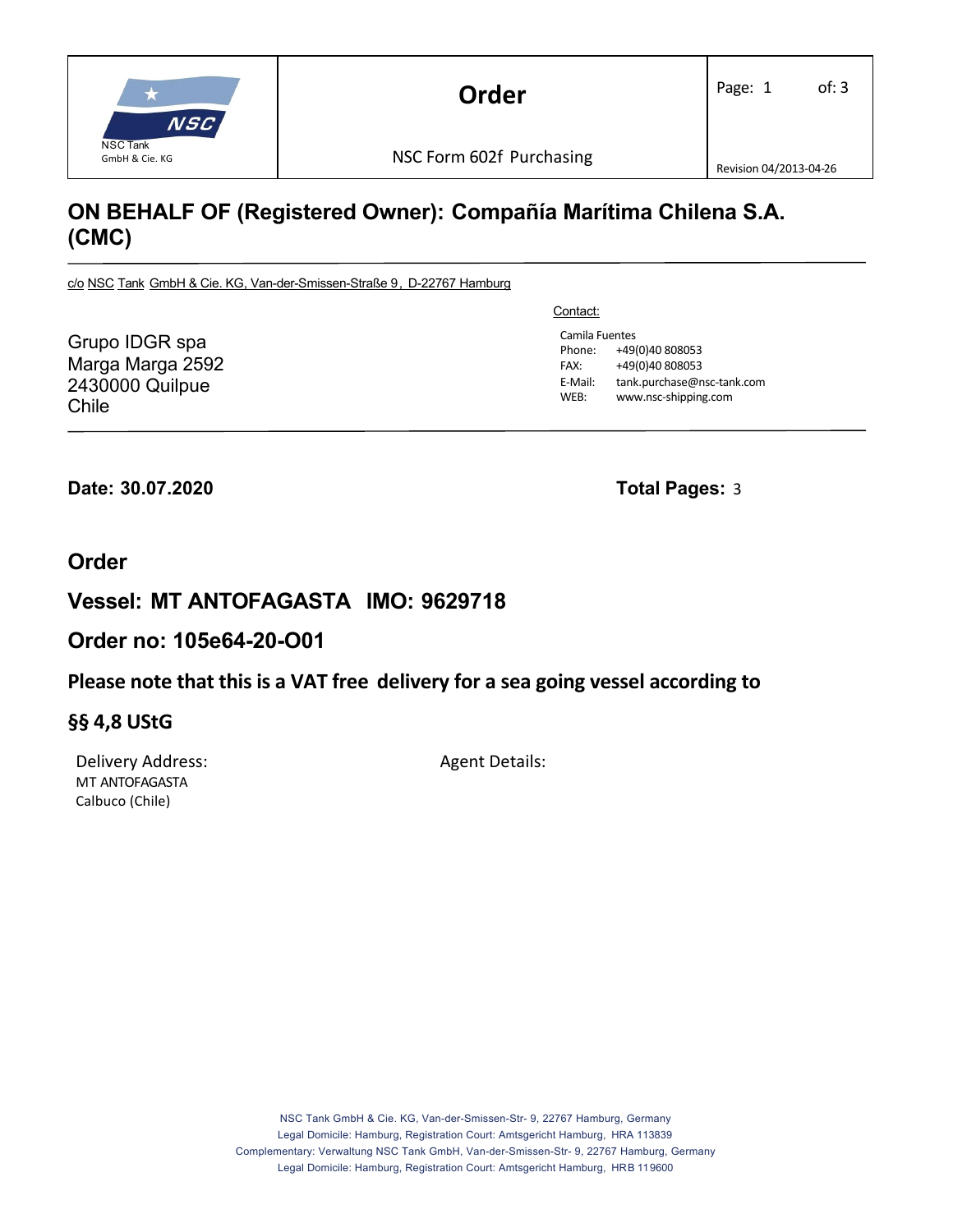| NSC Tank GmbH & Cie. KG | **Order**<br>NSC Form 602f Purchasing | Page: 1 of: 3<br>Revision 04/2013-04-26 |
| --- | --- | --- |

## ON BEHALF OF (Registered Owner): Compañía Marítima Chilena S.A. (CMC)

c/o NSC Tank GmbH & Cie. KG, Van-der-Smissen-Straße 9, D-22767 Hamburg

Grupo IDGR spa
Marga Marga 2592
2430000 Quilpue
Chile

Contact:

Camila Fuentes
Phone: +49(0)40 808053
FAX: +49(0)40 808053
E-Mail: tank.purchase@nsc-tank.com
WEB: www.nsc-shipping.com

**Date: 30.07.2020**

**Total Pages:** 3

## Order

## Vessel: MT ANTOFAGASTA IMO: 9629718

## Order no: 105e64-20-O01

**Please note that this is a VAT free delivery for a sea going vessel according to**

**§§ 4,8 UStG**

Delivery Address:
MT ANTOFAGASTA
Calbuco (Chile)

Agent Details:

NSC Tank GmbH & Cie. KG, Van-der-Smissen-Str- 9, 22767 Hamburg, Germany
Legal Domicile: Hamburg, Registration Court: Amtsgericht Hamburg, HRA 113839
Complementary: Verwaltung NSC Tank GmbH, Van-der-Smissen-Str- 9, 22767 Hamburg, Germany
Legal Domicile: Hamburg, Registration Court: Amtsgericht Hamburg, HRB 119600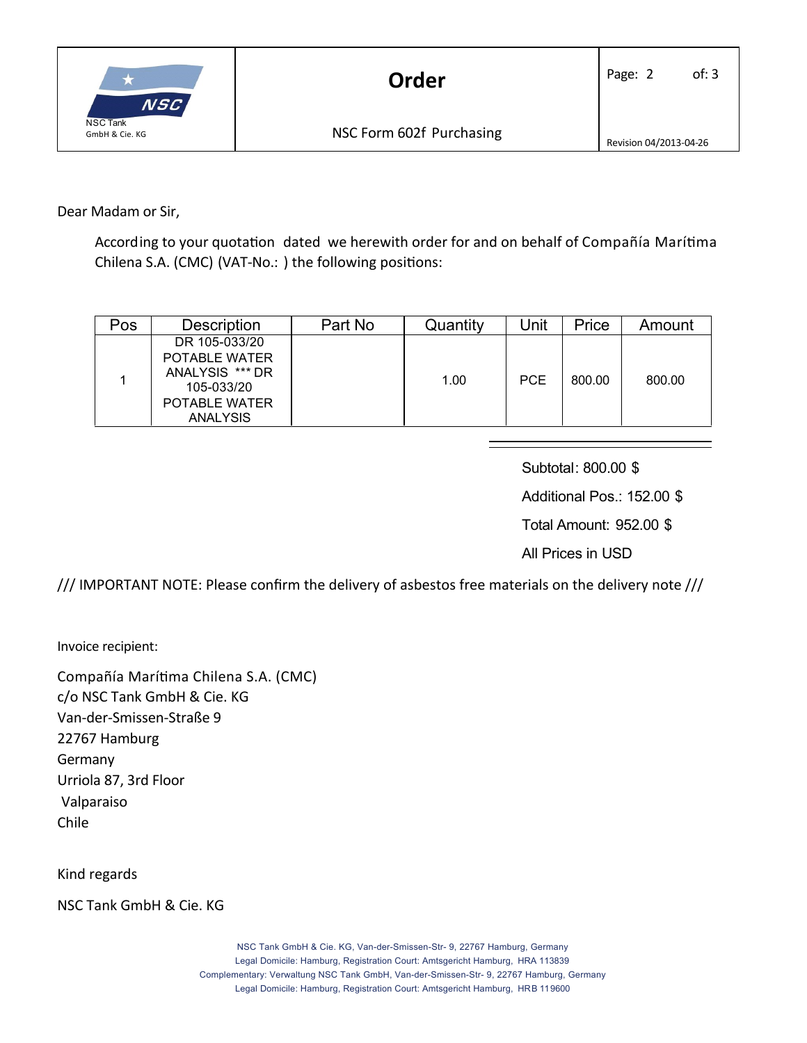Dear Madam or Sir,

According to your quotation dated we herewith order for and on behalf of Compañía Marítima Chilena S.A. (CMC) (VAT-No.: ) the following positions:

| Pos | Description | Part No | Quantity | Unit | Price | Amount |
|---|---|---|---|---|---|---|
| 1 | DR 105-033/20 POTABLE WATER ANALYSIS *** DR 105-033/20 POTABLE WATER ANALYSIS | | 1.00 | PCE | 800.00 | 800.00 |

Subtotal: 800.00 $

Additional Pos.: 152.00 $

Total Amount: 952.00 $

All Prices in USD

/// IMPORTANT NOTE: Please confirm the delivery of asbestos free materials on the delivery note ///

Invoice recipient:

Compañía Marítima Chilena S.A. (CMC)
c/o NSC Tank GmbH & Cie. KG
Van-der-Smissen-Straße 9
22767 Hamburg
Germany
Urriola 87, 3rd Floor
Valparaiso
Chile

Kind regards

NSC Tank GmbH & Cie. KG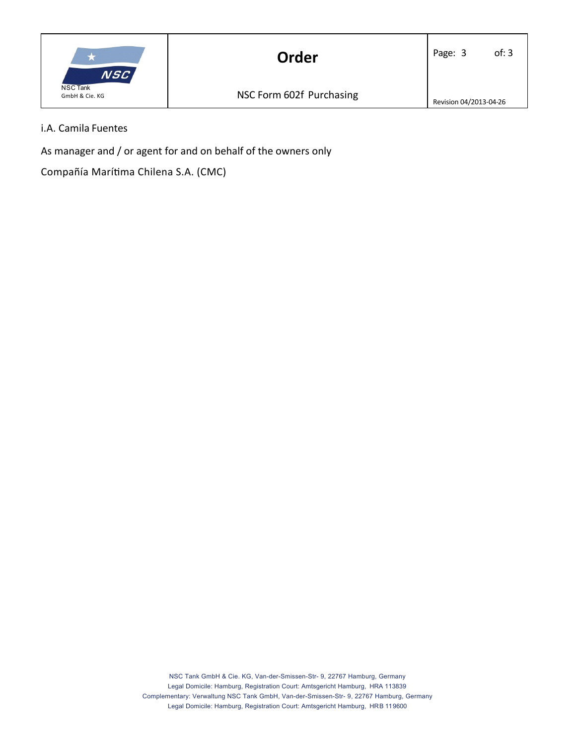i.A. Camila Fuentes

As manager and / or agent for and on behalf of the owners only

Compañía Marítima Chilena S.A. (CMC)